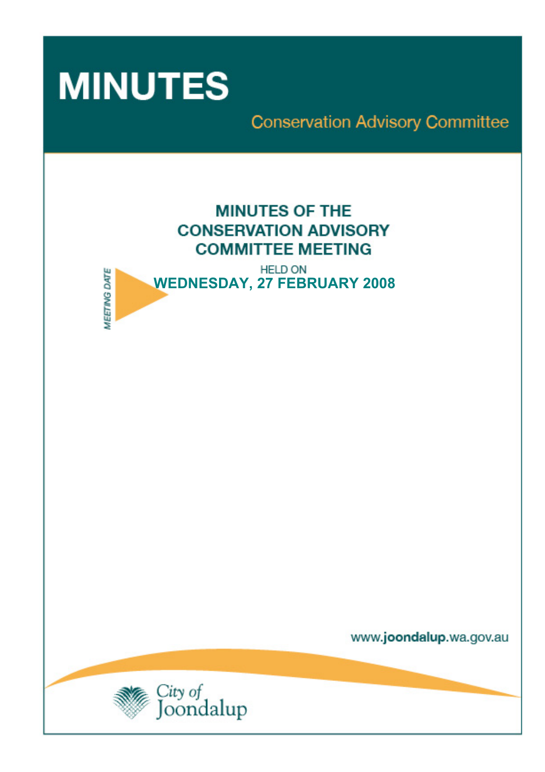# MINUTES

Conservation Advisory Committee

## MINUTES OF THE CONSERVATION ADVISORY COMMITTEE MEETING

MEETING DATE

HELD ON

**WEDNESDAY, 27 FEBRUARY 2008**

www.joondalup.wa.gov.au

City of Joondalup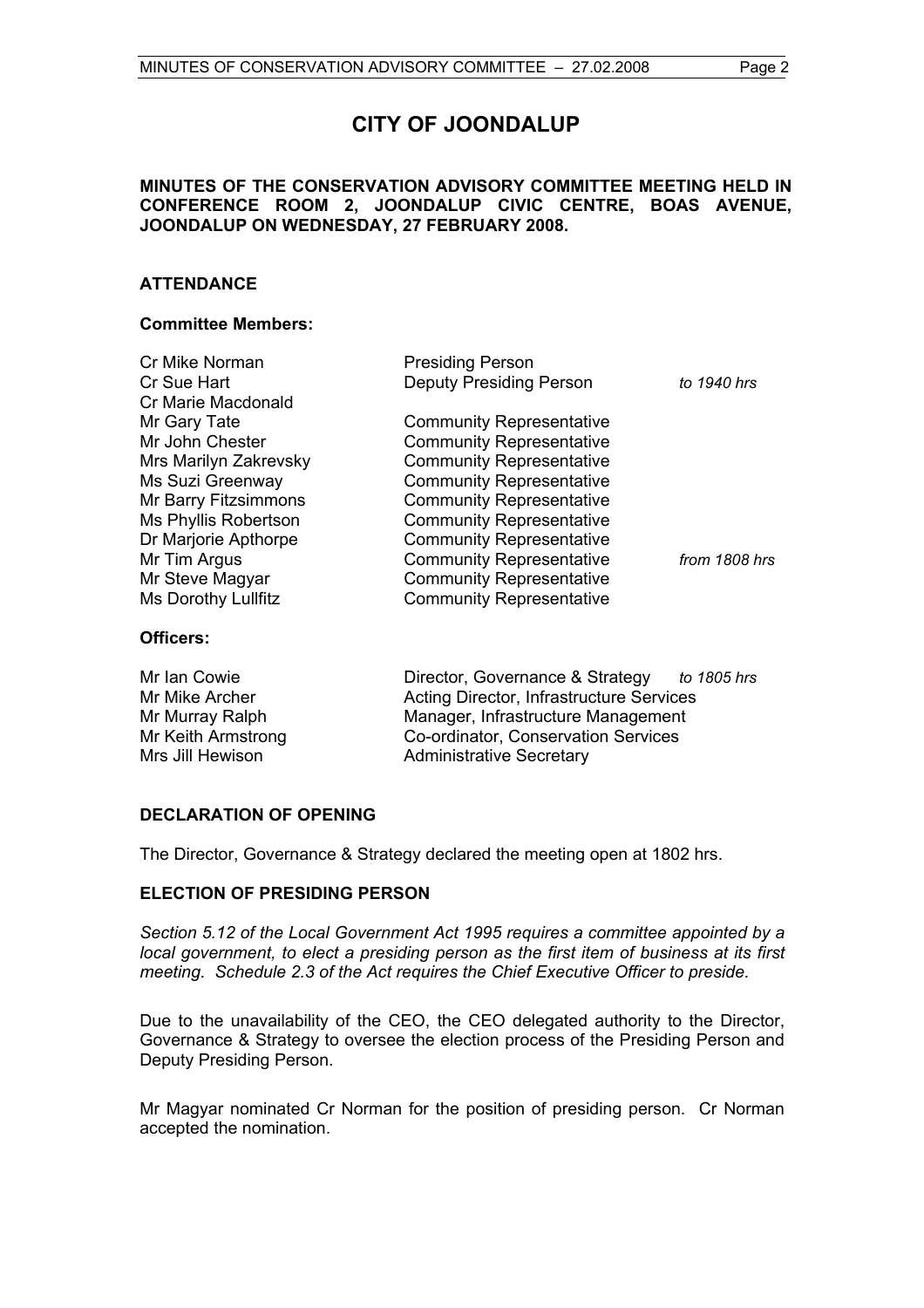# CITY OF JOONDALUP

**MINUTES OF THE CONSERVATION ADVISORY COMMITTEE MEETING HELD IN CONFERENCE ROOM 2, JOONDALUP CIVIC CENTRE, BOAS AVENUE, JOONDALUP ON WEDNESDAY, 27 FEBRUARY 2008.**

## ATTENDANCE

### Committee Members:

| | | |
|---|---|---|
| Cr Mike Norman | Presiding Person | |
| Cr Sue Hart | Deputy Presiding Person | *to 1940 hrs* |
| Cr Marie Macdonald | | |
| Mr Gary Tate | Community Representative | |
| Mr John Chester | Community Representative | |
| Mrs Marilyn Zakrevsky | Community Representative | |
| Ms Suzi Greenway | Community Representative | |
| Mr Barry Fitzsimmons | Community Representative | |
| Ms Phyllis Robertson | Community Representative | |
| Dr Marjorie Apthorpe | Community Representative | |
| Mr Tim Argus | Community Representative | *from 1808 hrs* |
| Mr Steve Magyar | Community Representative | |
| Ms Dorothy Lullfitz | Community Representative | |

### Officers:

| | | |
|---|---|---|
| Mr Ian Cowie | Director, Governance & Strategy | *to 1805 hrs* |
| Mr Mike Archer | Acting Director, Infrastructure Services | |
| Mr Murray Ralph | Manager, Infrastructure Management | |
| Mr Keith Armstrong | Co-ordinator, Conservation Services | |
| Mrs Jill Hewison | Administrative Secretary | |

## DECLARATION OF OPENING

The Director, Governance & Strategy declared the meeting open at 1802 hrs.

## ELECTION OF PRESIDING PERSON

*Section 5.12 of the Local Government Act 1995 requires a committee appointed by a local government, to elect a presiding person as the first item of business at its first meeting. Schedule 2.3 of the Act requires the Chief Executive Officer to preside.*

Due to the unavailability of the CEO, the CEO delegated authority to the Director, Governance & Strategy to oversee the election process of the Presiding Person and Deputy Presiding Person.

Mr Magyar nominated Cr Norman for the position of presiding person. Cr Norman accepted the nomination.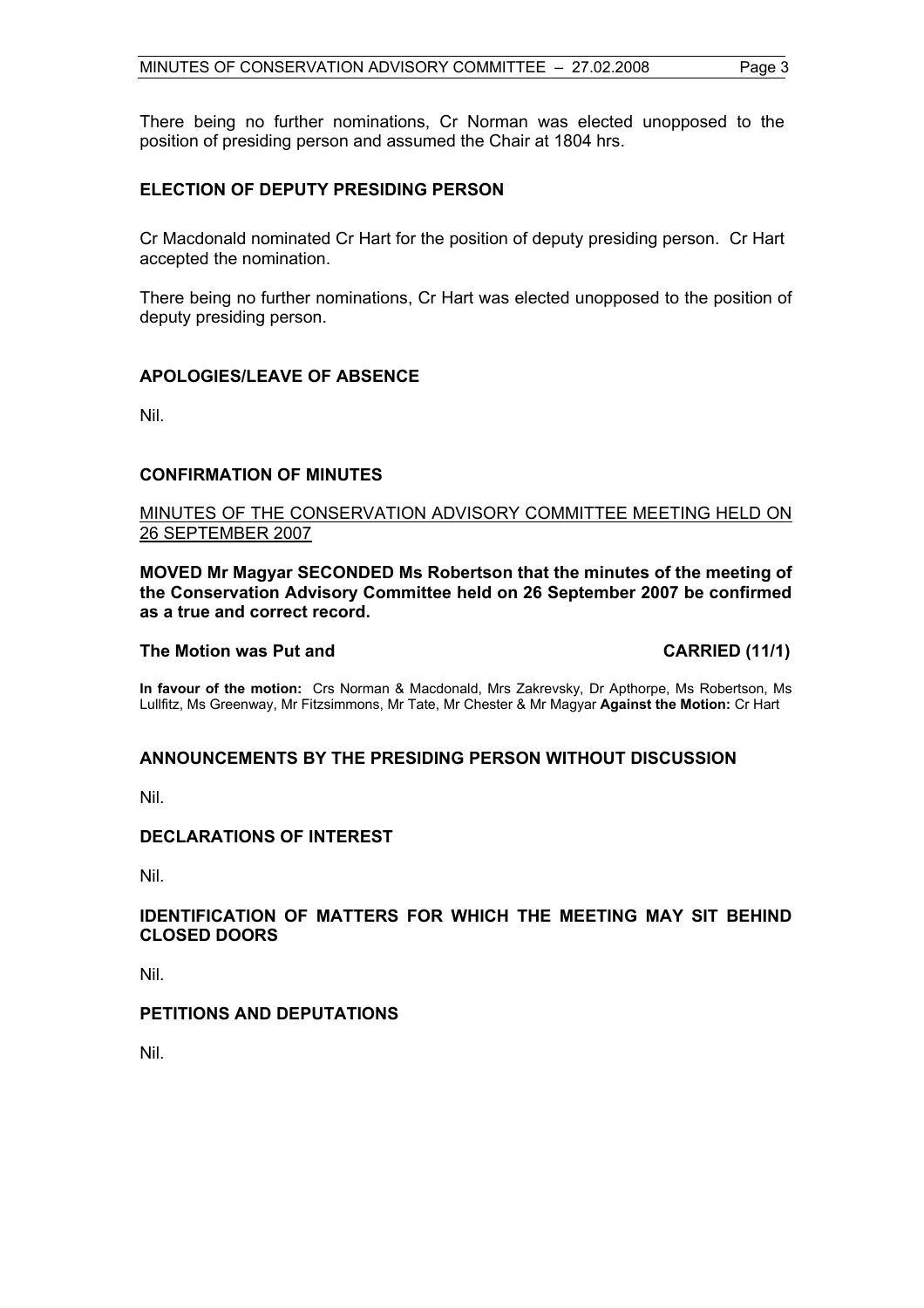There being no further nominations, Cr Norman was elected unopposed to the position of presiding person and assumed the Chair at 1804 hrs.

## ELECTION OF DEPUTY PRESIDING PERSON

Cr Macdonald nominated Cr Hart for the position of deputy presiding person. Cr Hart accepted the nomination.

There being no further nominations, Cr Hart was elected unopposed to the position of deputy presiding person.

## APOLOGIES/LEAVE OF ABSENCE

Nil.

## CONFIRMATION OF MINUTES

MINUTES OF THE CONSERVATION ADVISORY COMMITTEE MEETING HELD ON 26 SEPTEMBER 2007

**MOVED Mr Magyar SECONDED Ms Robertson that the minutes of the meeting of the Conservation Advisory Committee held on 26 September 2007 be confirmed as a true and correct record.**

**The Motion was Put and CARRIED (11/1)**

**In favour of the motion:** Crs Norman & Macdonald, Mrs Zakrevsky, Dr Apthorpe, Ms Robertson, Ms Lullfitz, Ms Greenway, Mr Fitzsimmons, Mr Tate, Mr Chester & Mr Magyar **Against the Motion:** Cr Hart

## ANNOUNCEMENTS BY THE PRESIDING PERSON WITHOUT DISCUSSION

Nil.

## DECLARATIONS OF INTEREST

Nil.

## IDENTIFICATION OF MATTERS FOR WHICH THE MEETING MAY SIT BEHIND CLOSED DOORS

Nil.

## PETITIONS AND DEPUTATIONS

Nil.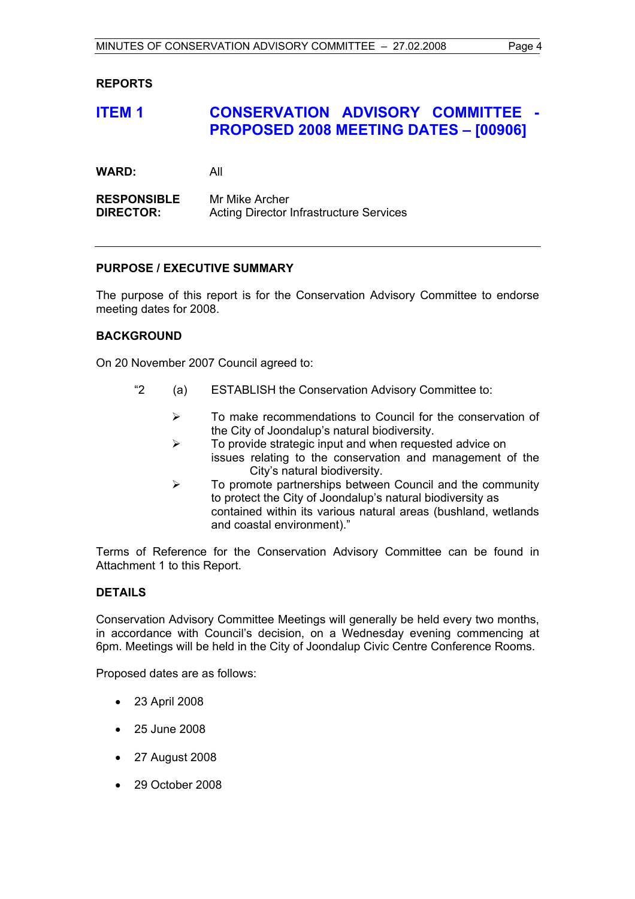## REPORTS

## ITEM 1 CONSERVATION ADVISORY COMMITTEE - PROPOSED 2008 MEETING DATES – [00906]

**WARD:** All

**RESPONSIBLE DIRECTOR:** Mr Mike Archer
Acting Director Infrastructure Services

---

### PURPOSE / EXECUTIVE SUMMARY

The purpose of this report is for the Conservation Advisory Committee to endorse meeting dates for 2008.

### BACKGROUND

On 20 November 2007 Council agreed to:

> "2 (a) ESTABLISH the Conservation Advisory Committee to:
>
> - To make recommendations to Council for the conservation of the City of Joondalup's natural biodiversity.
> - To provide strategic input and when requested advice on issues relating to the conservation and management of the City's natural biodiversity.
> - To promote partnerships between Council and the community to protect the City of Joondalup's natural biodiversity as contained within its various natural areas (bushland, wetlands and coastal environment)."

Terms of Reference for the Conservation Advisory Committee can be found in Attachment 1 to this Report.

### DETAILS

Conservation Advisory Committee Meetings will generally be held every two months, in accordance with Council's decision, on a Wednesday evening commencing at 6pm. Meetings will be held in the City of Joondalup Civic Centre Conference Rooms.

Proposed dates are as follows:

- 23 April 2008
- 25 June 2008
- 27 August 2008
- 29 October 2008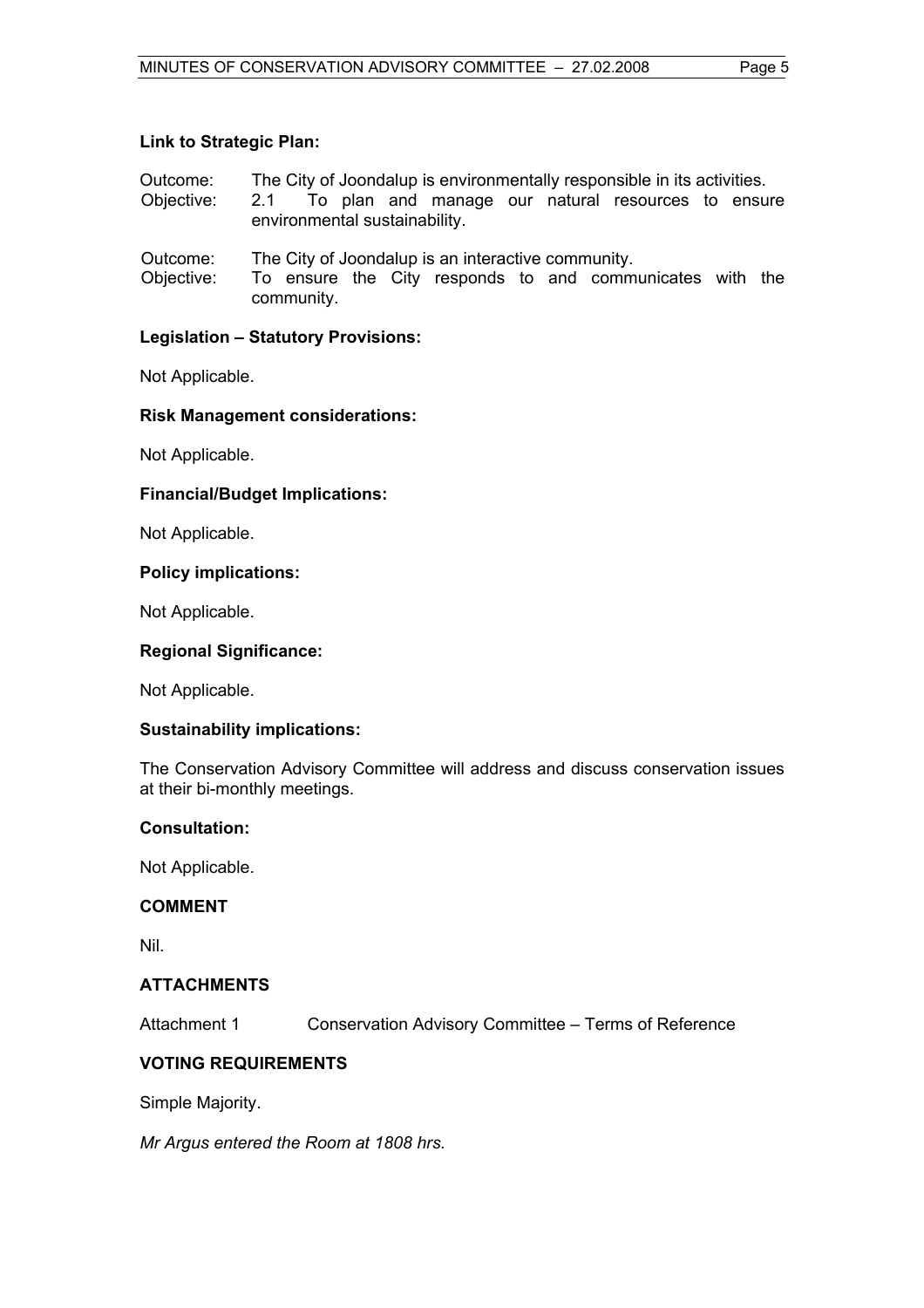**Link to Strategic Plan:**

Outcome: The City of Joondalup is environmentally responsible in its activities.
Objective: 2.1 To plan and manage our natural resources to ensure environmental sustainability.

Outcome: The City of Joondalup is an interactive community.
Objective: To ensure the City responds to and communicates with the community.

**Legislation – Statutory Provisions:**

Not Applicable.

**Risk Management considerations:**

Not Applicable.

**Financial/Budget Implications:**

Not Applicable.

**Policy implications:**

Not Applicable.

**Regional Significance:**

Not Applicable.

**Sustainability implications:**

The Conservation Advisory Committee will address and discuss conservation issues at their bi-monthly meetings.

**Consultation:**

Not Applicable.

**COMMENT**

Nil.

**ATTACHMENTS**

Attachment 1 Conservation Advisory Committee – Terms of Reference

**VOTING REQUIREMENTS**

Simple Majority.

*Mr Argus entered the Room at 1808 hrs.*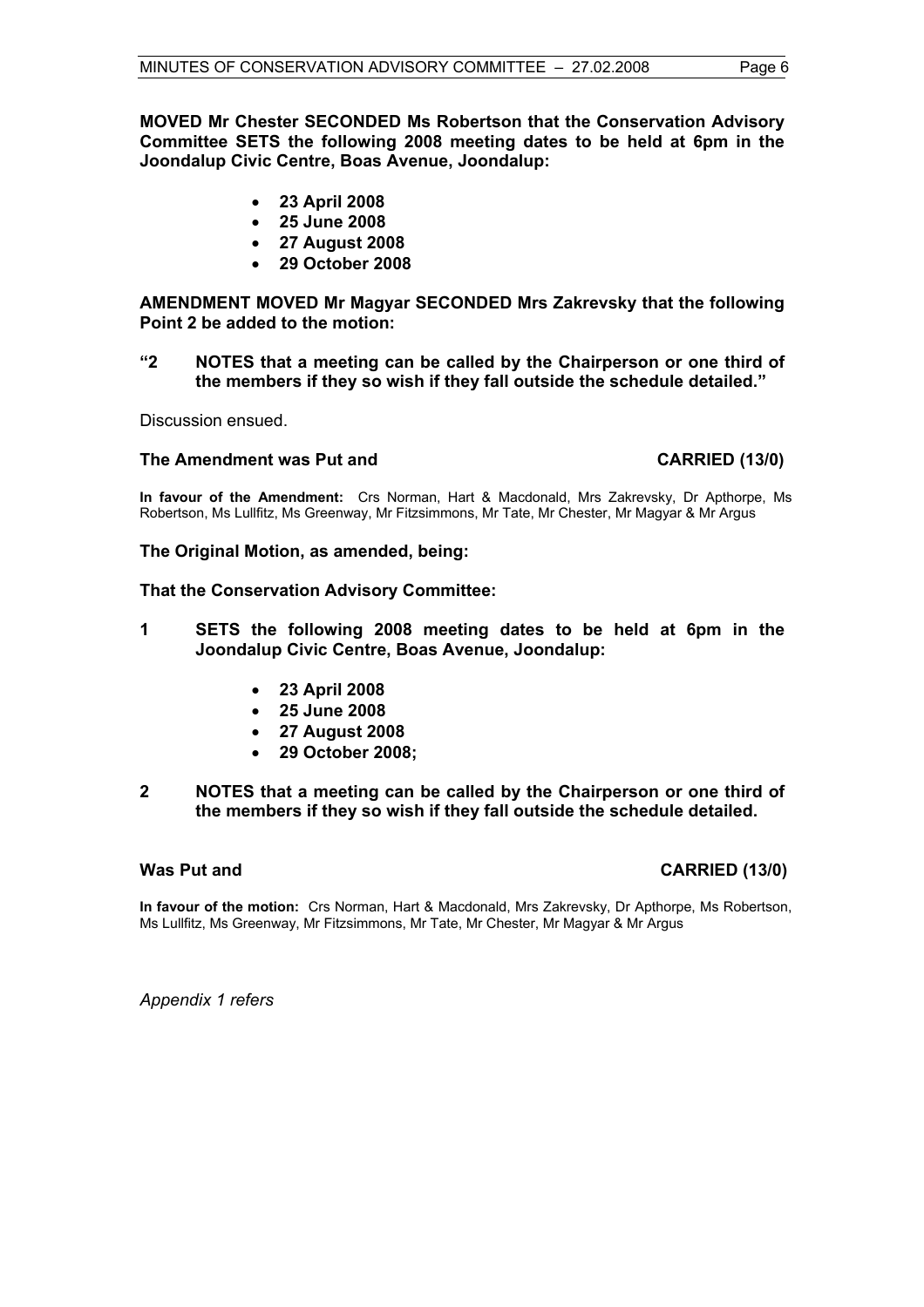**MOVED Mr Chester SECONDED Ms Robertson that the Conservation Advisory Committee SETS the following 2008 meeting dates to be held at 6pm in the Joondalup Civic Centre, Boas Avenue, Joondalup:**

- **23 April 2008**
- **25 June 2008**
- **27 August 2008**
- **29 October 2008**

**AMENDMENT MOVED Mr Magyar SECONDED Mrs Zakrevsky that the following Point 2 be added to the motion:**

**"2 NOTES that a meeting can be called by the Chairperson or one third of the members if they so wish if they fall outside the schedule detailed."**

Discussion ensued.

**The Amendment was Put and CARRIED (13/0)**

**In favour of the Amendment:** Crs Norman, Hart & Macdonald, Mrs Zakrevsky, Dr Apthorpe, Ms Robertson, Ms Lullfitz, Ms Greenway, Mr Fitzsimmons, Mr Tate, Mr Chester, Mr Magyar & Mr Argus

**The Original Motion, as amended, being:**

**That the Conservation Advisory Committee:**

**1 SETS the following 2008 meeting dates to be held at 6pm in the Joondalup Civic Centre, Boas Avenue, Joondalup:**

- **23 April 2008**
- **25 June 2008**
- **27 August 2008**
- **29 October 2008;**

**2 NOTES that a meeting can be called by the Chairperson or one third of the members if they so wish if they fall outside the schedule detailed.**

**Was Put and CARRIED (13/0)**

**In favour of the motion:** Crs Norman, Hart & Macdonald, Mrs Zakrevsky, Dr Apthorpe, Ms Robertson, Ms Lullfitz, Ms Greenway, Mr Fitzsimmons, Mr Tate, Mr Chester, Mr Magyar & Mr Argus

*Appendix 1 refers*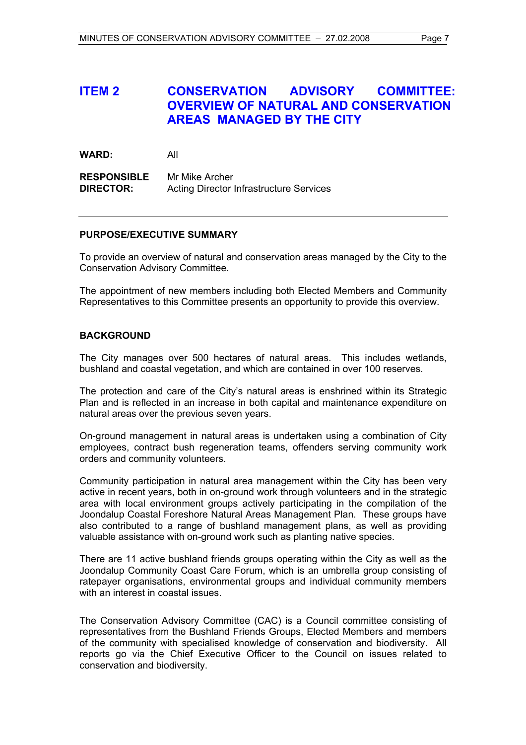# ITEM 2 CONSERVATION ADVISORY COMMITTEE: OVERVIEW OF NATURAL AND CONSERVATION AREAS MANAGED BY THE CITY

**WARD:** All

**RESPONSIBLE DIRECTOR:** Mr Mike Archer
Acting Director Infrastructure Services

---

## PURPOSE/EXECUTIVE SUMMARY

To provide an overview of natural and conservation areas managed by the City to the Conservation Advisory Committee.

The appointment of new members including both Elected Members and Community Representatives to this Committee presents an opportunity to provide this overview.

## BACKGROUND

The City manages over 500 hectares of natural areas. This includes wetlands, bushland and coastal vegetation, and which are contained in over 100 reserves.

The protection and care of the City's natural areas is enshrined within its Strategic Plan and is reflected in an increase in both capital and maintenance expenditure on natural areas over the previous seven years.

On-ground management in natural areas is undertaken using a combination of City employees, contract bush regeneration teams, offenders serving community work orders and community volunteers.

Community participation in natural area management within the City has been very active in recent years, both in on-ground work through volunteers and in the strategic area with local environment groups actively participating in the compilation of the Joondalup Coastal Foreshore Natural Areas Management Plan. These groups have also contributed to a range of bushland management plans, as well as providing valuable assistance with on-ground work such as planting native species.

There are 11 active bushland friends groups operating within the City as well as the Joondalup Community Coast Care Forum, which is an umbrella group consisting of ratepayer organisations, environmental groups and individual community members with an interest in coastal issues.

The Conservation Advisory Committee (CAC) is a Council committee consisting of representatives from the Bushland Friends Groups, Elected Members and members of the community with specialised knowledge of conservation and biodiversity. All reports go via the Chief Executive Officer to the Council on issues related to conservation and biodiversity.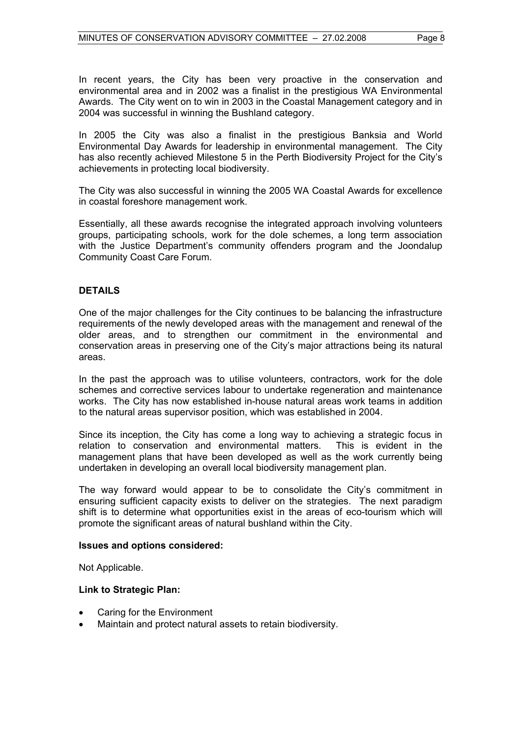In recent years, the City has been very proactive in the conservation and environmental area and in 2002 was a finalist in the prestigious WA Environmental Awards. The City went on to win in 2003 in the Coastal Management category and in 2004 was successful in winning the Bushland category.

In 2005 the City was also a finalist in the prestigious Banksia and World Environmental Day Awards for leadership in environmental management. The City has also recently achieved Milestone 5 in the Perth Biodiversity Project for the City's achievements in protecting local biodiversity.

The City was also successful in winning the 2005 WA Coastal Awards for excellence in coastal foreshore management work.

Essentially, all these awards recognise the integrated approach involving volunteers groups, participating schools, work for the dole schemes, a long term association with the Justice Department's community offenders program and the Joondalup Community Coast Care Forum.

## DETAILS

One of the major challenges for the City continues to be balancing the infrastructure requirements of the newly developed areas with the management and renewal of the older areas, and to strengthen our commitment in the environmental and conservation areas in preserving one of the City's major attractions being its natural areas.

In the past the approach was to utilise volunteers, contractors, work for the dole schemes and corrective services labour to undertake regeneration and maintenance works. The City has now established in-house natural areas work teams in addition to the natural areas supervisor position, which was established in 2004.

Since its inception, the City has come a long way to achieving a strategic focus in relation to conservation and environmental matters. This is evident in the management plans that have been developed as well as the work currently being undertaken in developing an overall local biodiversity management plan.

The way forward would appear to be to consolidate the City's commitment in ensuring sufficient capacity exists to deliver on the strategies. The next paradigm shift is to determine what opportunities exist in the areas of eco-tourism which will promote the significant areas of natural bushland within the City.

**Issues and options considered:**

Not Applicable.

**Link to Strategic Plan:**

- Caring for the Environment
- Maintain and protect natural assets to retain biodiversity.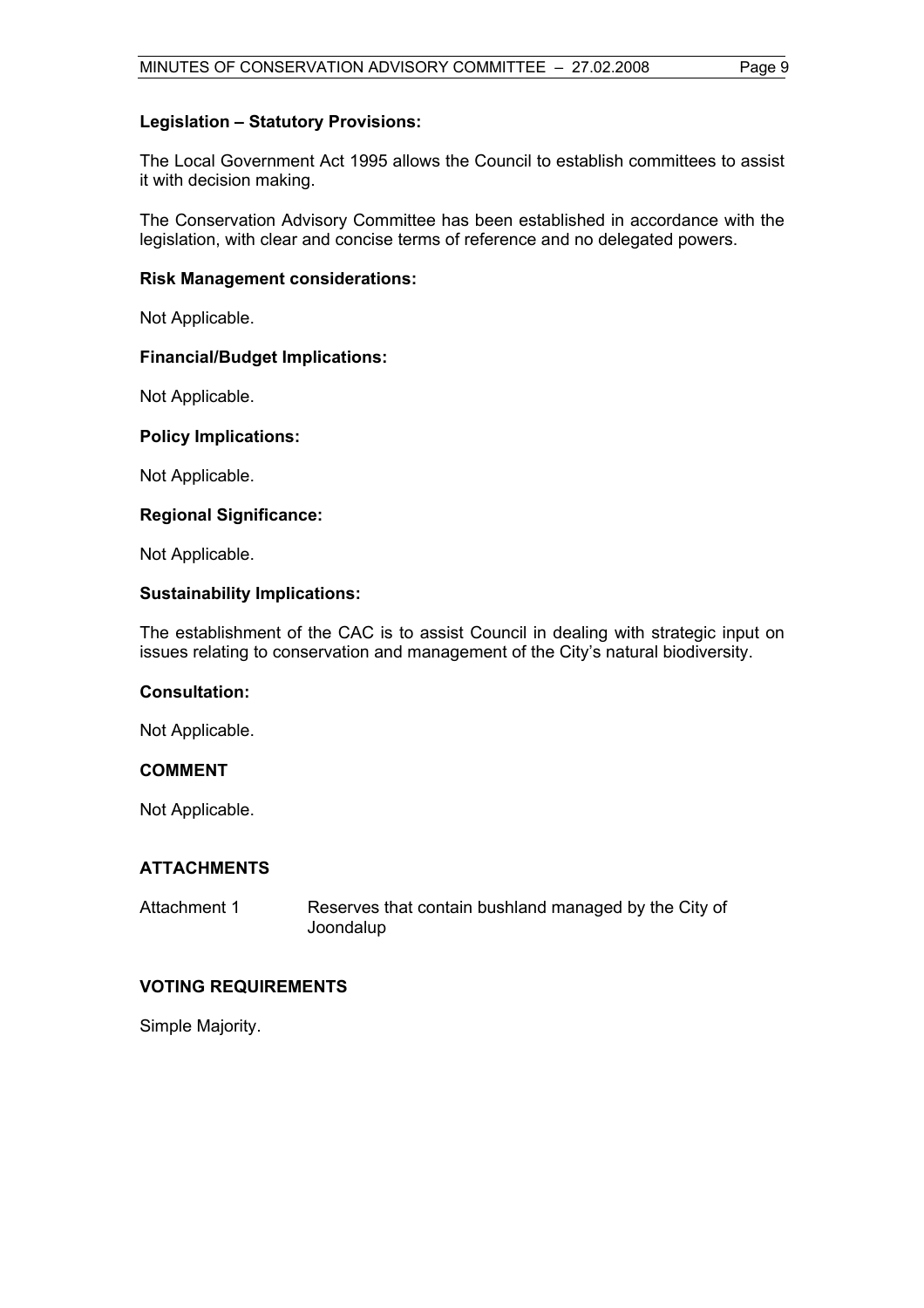**Legislation – Statutory Provisions:**

The Local Government Act 1995 allows the Council to establish committees to assist it with decision making.

The Conservation Advisory Committee has been established in accordance with the legislation, with clear and concise terms of reference and no delegated powers.

**Risk Management considerations:**

Not Applicable.

**Financial/Budget Implications:**

Not Applicable.

**Policy Implications:**

Not Applicable.

**Regional Significance:**

Not Applicable.

**Sustainability Implications:**

The establishment of the CAC is to assist Council in dealing with strategic input on issues relating to conservation and management of the City's natural biodiversity.

**Consultation:**

Not Applicable.

## COMMENT

Not Applicable.

## ATTACHMENTS

| | |
|---|---|
| Attachment 1 | Reserves that contain bushland managed by the City of Joondalup |

## VOTING REQUIREMENTS

Simple Majority.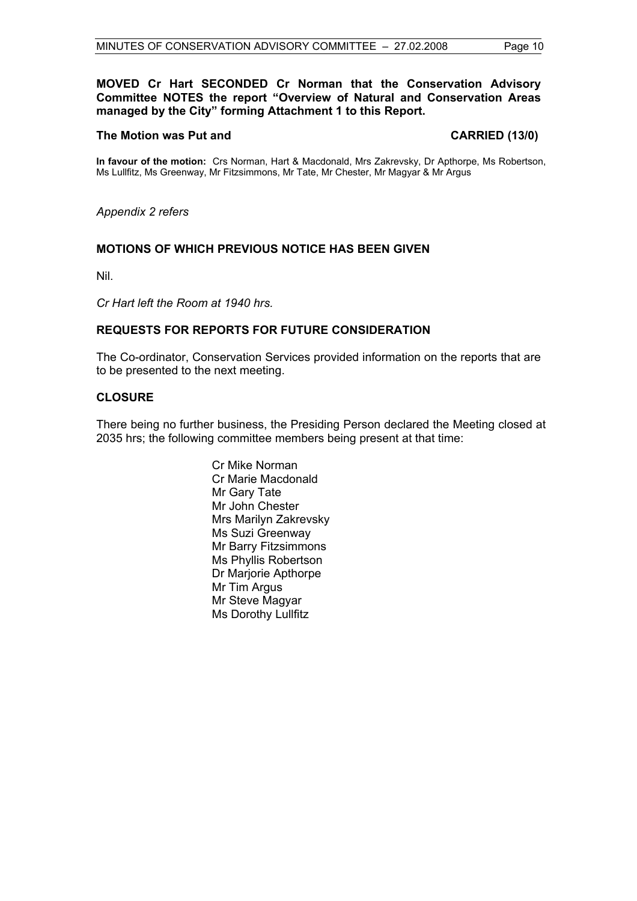**MOVED Cr Hart SECONDED Cr Norman that the Conservation Advisory Committee NOTES the report "Overview of Natural and Conservation Areas managed by the City" forming Attachment 1 to this Report.**

**The Motion was Put and CARRIED (13/0)**

**In favour of the motion:** Crs Norman, Hart & Macdonald, Mrs Zakrevsky, Dr Apthorpe, Ms Robertson, Ms Lullfitz, Ms Greenway, Mr Fitzsimmons, Mr Tate, Mr Chester, Mr Magyar & Mr Argus

*Appendix 2 refers*

## MOTIONS OF WHICH PREVIOUS NOTICE HAS BEEN GIVEN

Nil.

*Cr Hart left the Room at 1940 hrs.*

## REQUESTS FOR REPORTS FOR FUTURE CONSIDERATION

The Co-ordinator, Conservation Services provided information on the reports that are to be presented to the next meeting.

## CLOSURE

There being no further business, the Presiding Person declared the Meeting closed at 2035 hrs; the following committee members being present at that time:

Cr Mike Norman
Cr Marie Macdonald
Mr Gary Tate
Mr John Chester
Mrs Marilyn Zakrevsky
Ms Suzi Greenway
Mr Barry Fitzsimmons
Ms Phyllis Robertson
Dr Marjorie Apthorpe
Mr Tim Argus
Mr Steve Magyar
Ms Dorothy Lullfitz